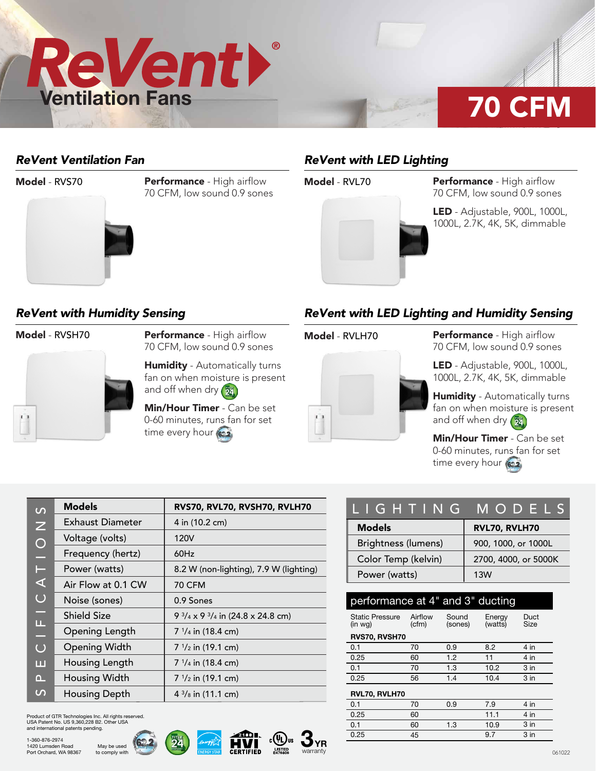# ReVent® Ventilation Fans

## 70 CFM

### ReVent Ventilation Fan

**Model** - RVS70

**Performance** - High airflow 70 CFM, low sound 0.9 sones

### ReVent with LED Lighting

**Model** - RVL70

**Performance** - High airflow 70 CFM, low sound 0.9 sones

**LED** - Adjustable, 900L, 1000L, 1000L, 2.7K, 4K, 5K, dimmable

### ReVent with Humidity Sensing

**Model** - RVSH70

**Performance** - High airflow 70 CFM, low sound 0.9 sones

**Humidity** - Automatically turns fan on when moisture is present and off when dry

**Min/Hour Timer** - Can be set 0-60 minutes, runs fan for set time every hour

### ReVent with LED Lighting and Humidity Sensing

**Model** - RVLH70

**Performance** - High airflow 70 CFM, low sound 0.9 sones

**LED** - Adjustable, 900L, 1000L, 1000L, 2.7K, 4K, 5K, dimmable

**Humidity** - Automatically turns fan on when moisture is present and off when dry

**Min/Hour Timer** - Can be set 0-60 minutes, runs fan for set time every hour

## SPECIFICATIONS

| Models | RVS70, RVL70, RVSH70, RVLH70 |
|---|---|
| Exhaust Diameter | 4 in (10.2 cm) |
| Voltage (volts) | 120V |
| Frequency (hertz) | 60Hz |
| Power (watts) | 8.2 W (non-lighting), 7.9 W (lighting) |
| Air Flow at 0.1 CW | 70 CFM |
| Noise (sones) | 0.9 Sones |
| Shield Size | 9 3/4 x 9 3/4 in (24.8 x 24.8 cm) |
| Opening Length | 7 1/4 in (18.4 cm) |
| Opening Width | 7 1/2 in (19.1 cm) |
| Housing Length | 7 1/4 in (18.4 cm) |
| Housing Width | 7 1/2 in (19.1 cm) |
| Housing Depth | 4 3/8 in (11.1 cm) |

## LIGHTING MODELS

| Models | RVL70, RVLH70 |
|---|---|
| Brightness (lumens) | 900, 1000, or 1000L |
| Color Temp (kelvin) | 2700, 4000, or 5000K |
| Power (watts) | 13W |

## performance at 4" and 3" ducting

| Static Pressure (in wg) | Airflow (cfm) | Sound (sones) | Energy (watts) | Duct Size |
|---|---|---|---|---|
| **RVS70, RVSH70** | | | | |
| 0.1 | 70 | 0.9 | 8.2 | 4 in |
| 0.25 | 60 | 1.2 | 11 | 4 in |
| 0.1 | 70 | 1.3 | 10.2 | 3 in |
| 0.25 | 56 | 1.4 | 10.4 | 3 in |
| **RVL70, RVLH70** | | | | |
| 0.1 | 70 | 0.9 | 7.9 | 4 in |
| 0.25 | 60 | | 11.1 | 4 in |
| 0.1 | 60 | 1.3 | 10.9 | 3 in |
| 0.25 | 45 | | 9.7 | 3 in |

Product of GTR Technologies Inc. All rights reserved.
USA Patent No. US 9,360,228 B2. Other USA and international patents pending.

1-360-876-2974
1420 Lumsden Road
Port Orchard, WA 98367

May be used to comply with

HVI CERTIFIED · ENERGY STAR · UL LISTED E476806 · 3 YR warranty

061022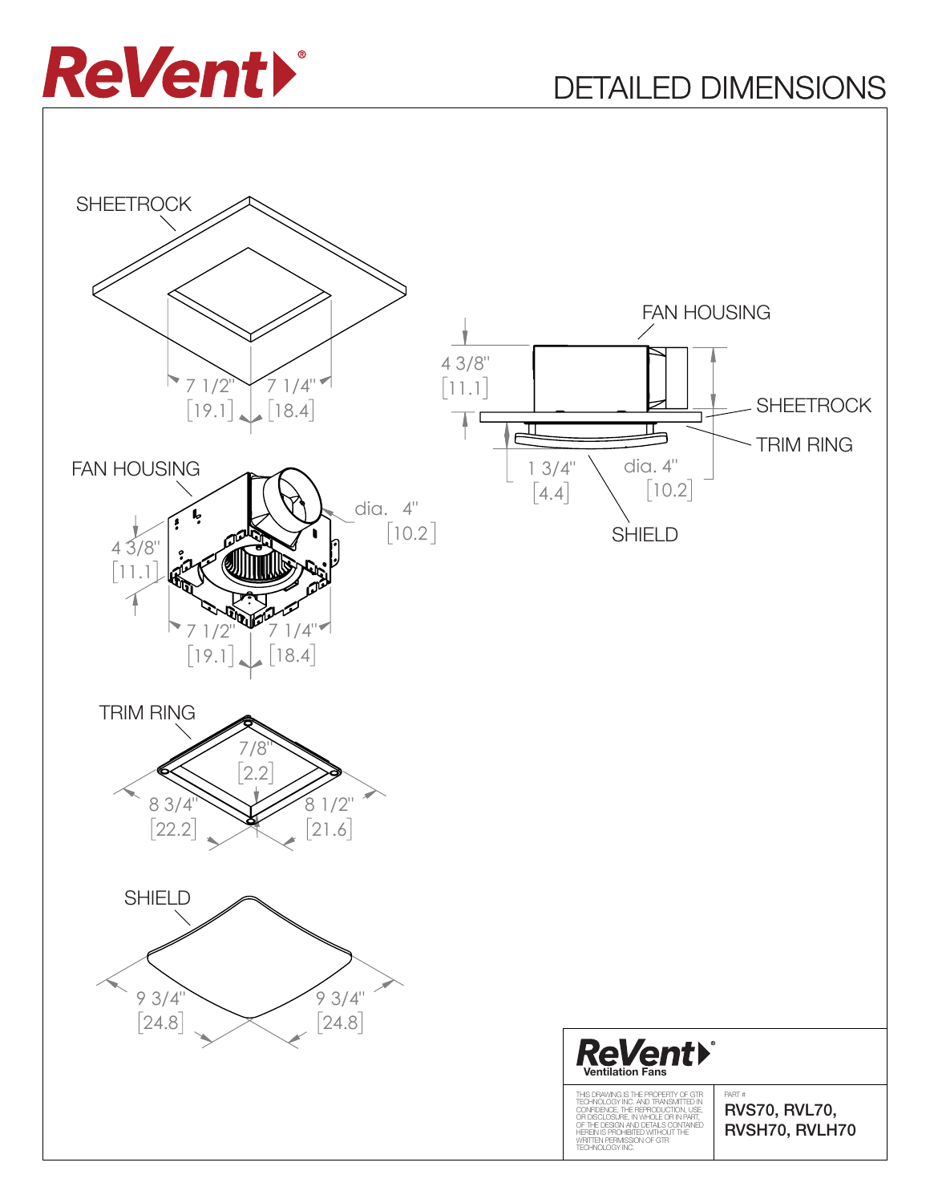ReVent®

# DETAILED DIMENSIONS

SHEETROCK

7 1/2"
[19.1]

7 1/4"
[18.4]

FAN HOUSING

4 3/8"
[11.1]

SHEETROCK

TRIM RING

1 3/4"
[4.4]

dia. 4"
[10.2]

SHIELD

FAN HOUSING

dia. 4"
[10.2]

4 3/8"
[11.1]

7 1/2"
[19.1]

7 1/4"
[18.4]

TRIM RING

7/8"
[2.2]

8 3/4"
[22.2]

8 1/2"
[21.6]

SHIELD

9 3/4"
[24.8]

9 3/4"
[24.8]

ReVent®
Ventilation Fans

THIS DRAWING IS THE PROPERTY OF GTR TECHNOLOGY INC. AND TRANSMITTED IN CONFIDENCE. THE REPRODUCTION, USE, OR DISCLOSURE, IN WHOLE OR IN PART, OF THE DESIGN AND DETAILS CONTAINED HEREIN IS PROHIBITED WITHOUT THE WRITTEN PERMISSION OF GTR TECHNOLOGY INC.

PART #
**RVS70, RVL70, RVSH70, RVLH70**